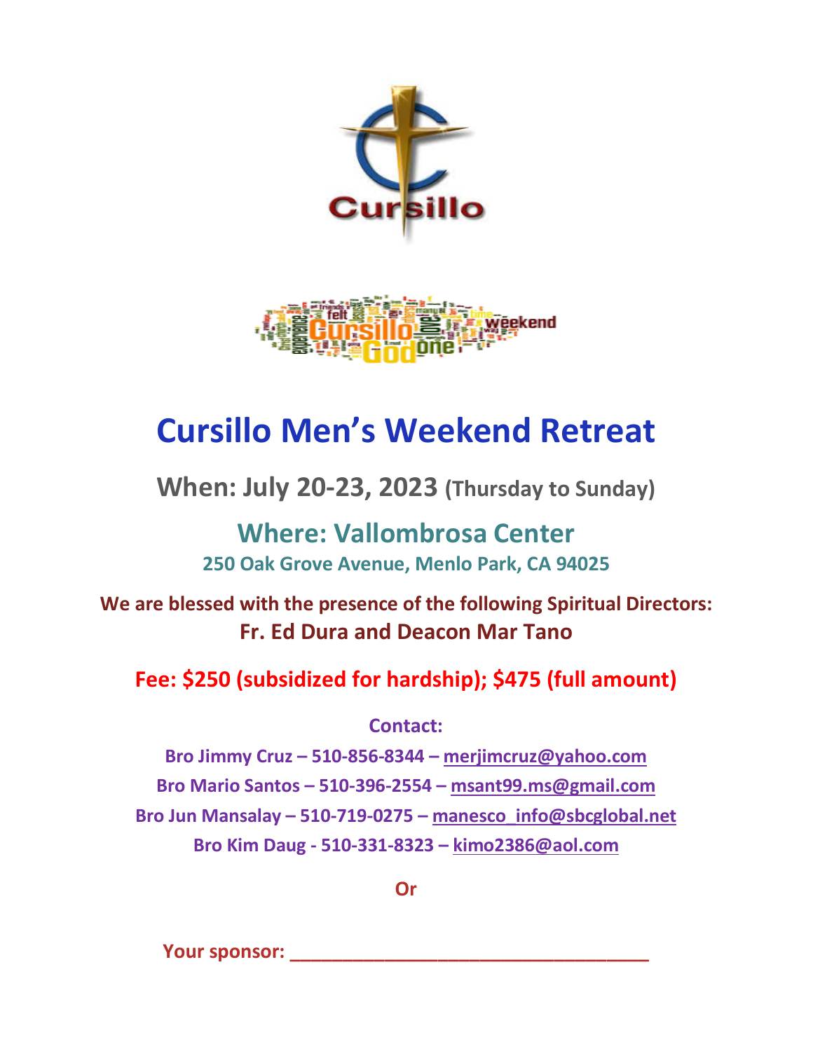# Cursillo Men's Weekend Retreat

## When: July 20-23, 2023 (Thursday to Sunday)

## Where: Vallombrosa Center

**250 Oak Grove Avenue, Menlo Park, CA 94025**

**We are blessed with the presence of the following Spiritual Directors:**
**Fr. Ed Dura and Deacon Mar Tano**

**Fee: $250 (subsidized for hardship); $475 (full amount)**

**Contact:**

**Bro Jimmy Cruz – 510-856-8344 – merjimcruz@yahoo.com**
**Bro Mario Santos – 510-396-2554 – msant99.ms@gmail.com**
**Bro Jun Mansalay – 510-719-0275 – manesco_info@sbcglobal.net**
**Bro Kim Daug - 510-331-8323 – kimo2386@aol.com**

**Or**

**Your sponsor: ___________________________________**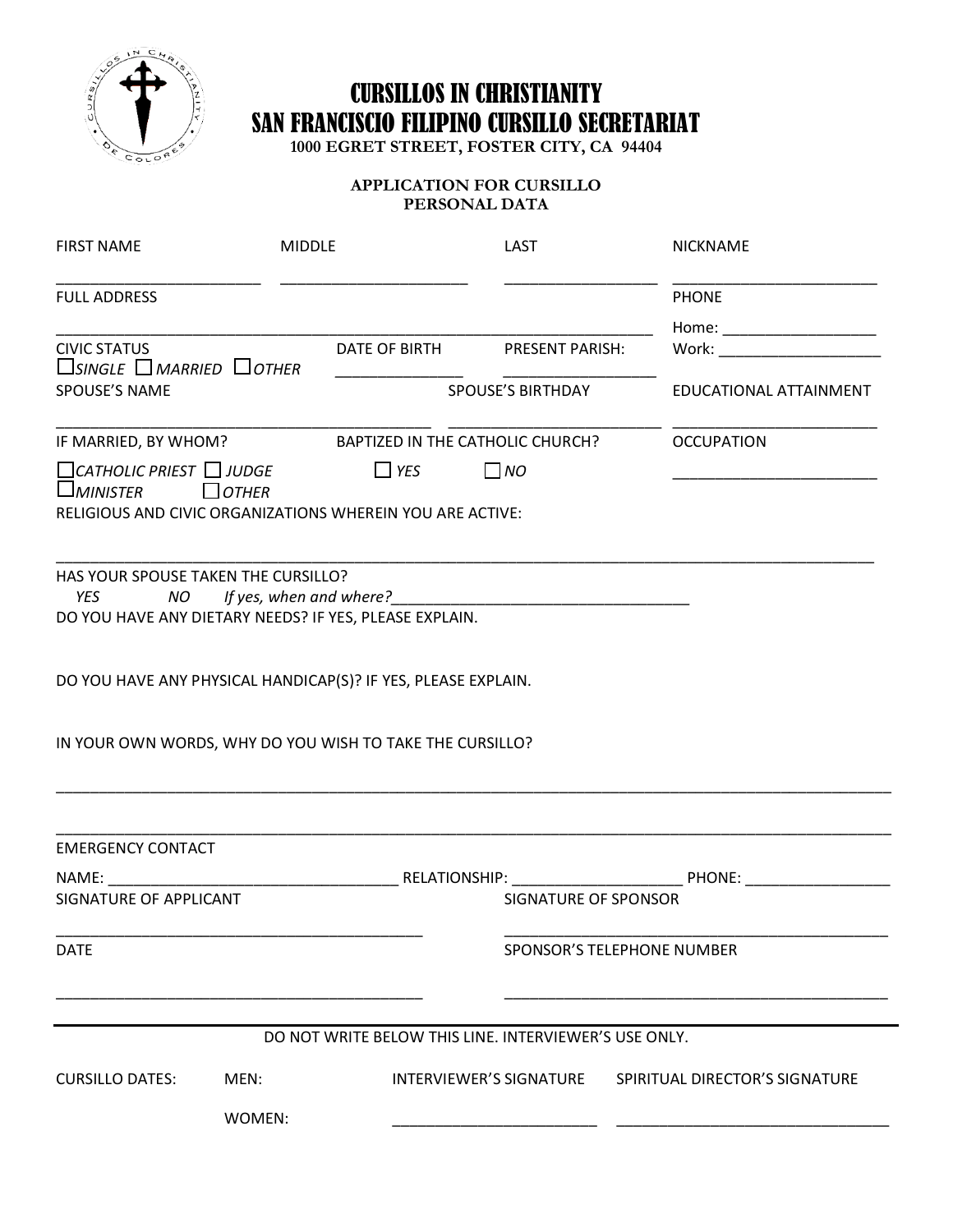# CURSILLOS IN CHRISTIANITY
# SAN FRANCISCIO FILIPINO CURSILLO SECRETARIAT

**1000 EGRET STREET, FOSTER CITY, CA 94404**

**APPLICATION FOR CURSILLO**
**PERSONAL DATA**

FIRST NAME ________________________ MIDDLE ______________________ LAST __________________ NICKNAME ________________________

FULL ADDRESS ______________________________________________________________________________

PHONE
Home: __________________
Work: ___________________

CIVIC STATUS
☐ *SINGLE* ☐ *MARRIED* ☐ *OTHER*

DATE OF BIRTH _______________

PRESENT PARISH: __________________

SPOUSE'S NAME ________________________________________

SPOUSE'S BIRTHDAY ________________________

EDUCATIONAL ATTAINMENT ________________________

IF MARRIED, BY WHOM?
☐ *CATHOLIC PRIEST* ☐ *JUDGE*
☐ *MINISTER* ☐ *OTHER*

BAPTIZED IN THE CATHOLIC CHURCH?
☐ *YES* ☐ *NO*

OCCUPATION ________________________

RELIGIOUS AND CIVIC ORGANIZATIONS WHEREIN YOU ARE ACTIVE:

______________________________________________________________________________________________

HAS YOUR SPOUSE TAKEN THE CURSILLO?
*YES* *NO* *If yes, when and where?*___________________________________

DO YOU HAVE ANY DIETARY NEEDS? IF YES, PLEASE EXPLAIN.

DO YOU HAVE ANY PHYSICAL HANDICAP(S)? IF YES, PLEASE EXPLAIN.

IN YOUR OWN WORDS, WHY DO YOU WISH TO TAKE THE CURSILLO?

______________________________________________________________________________________________

______________________________________________________________________________________________

EMERGENCY CONTACT

NAME: __________________________________ RELATIONSHIP: ____________________ PHONE: _________________

SIGNATURE OF APPLICANT ____________________________________________

SIGNATURE OF SPONSOR ______________________________________________

DATE ____________________________________________

SPONSOR'S TELEPHONE NUMBER ______________________________________________

---

DO NOT WRITE BELOW THIS LINE. INTERVIEWER'S USE ONLY.

CURSILLO DATES: MEN:
WOMEN:

INTERVIEWER'S SIGNATURE ________________________

SPIRITUAL DIRECTOR'S SIGNATURE ________________________________